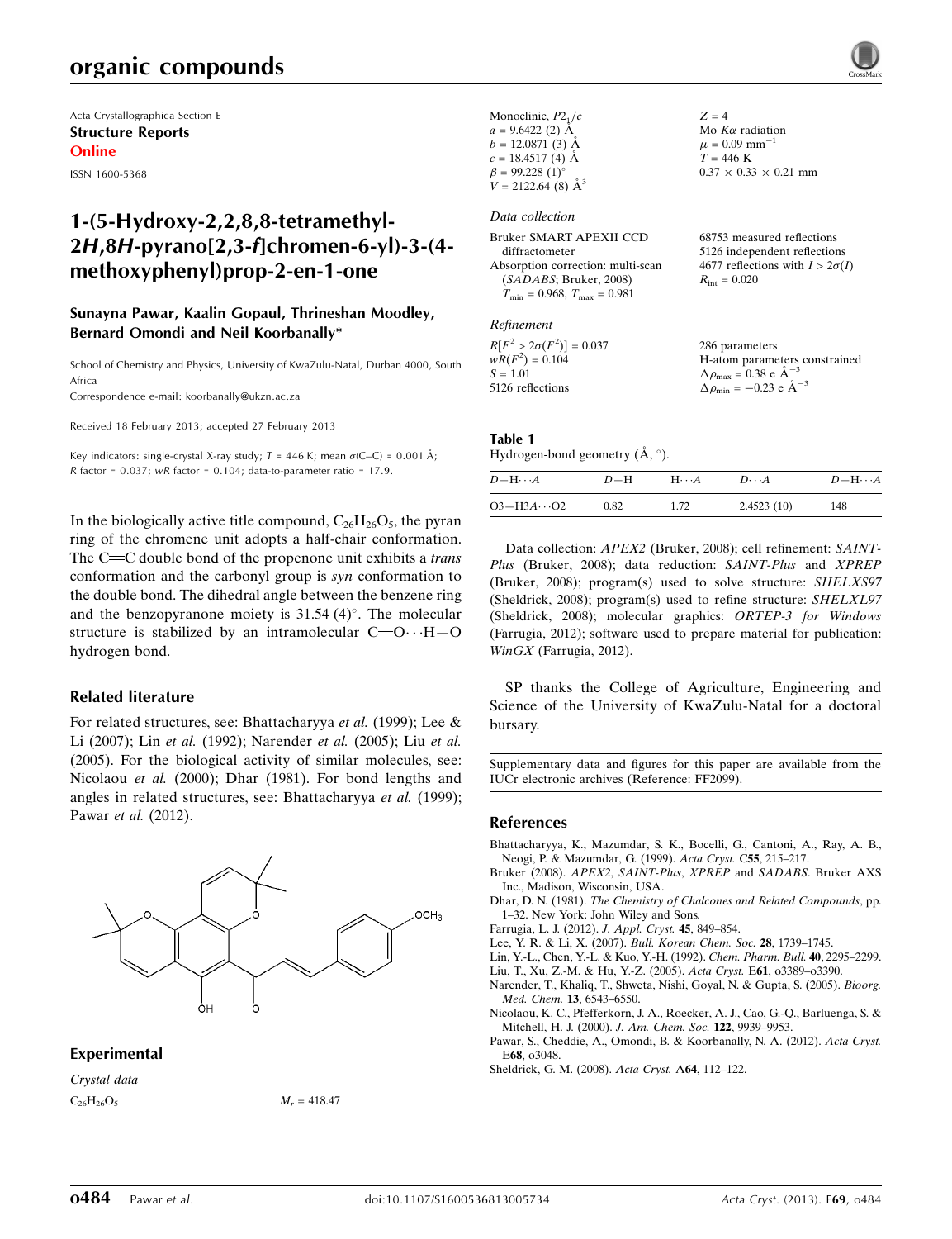Acta Crystallographica Section E
**Structure Reports**
**Online**

ISSN 1600-5368

# 1-(5-Hydroxy-2,2,8,8-tetramethyl-2*H*,8*H*-pyrano[2,3-*f*]chromen-6-yl)-3-(4-methoxyphenyl)prop-2-en-1-one

**Sunayna Pawar, Kaalin Gopaul, Thrineshan Moodley, Bernard Omondi and Neil Koorbanally***

School of Chemistry and Physics, University of KwaZulu-Natal, Durban 4000, South Africa
Correspondence e-mail: koorbanally@ukzn.ac.za

Received 18 February 2013; accepted 27 February 2013

Key indicators: single-crystal X-ray study; $T = 446$ K; mean $\sigma$(C–C) = 0.001 Å; $R$ factor = 0.037; $wR$ factor = 0.104; data-to-parameter ratio = 17.9.

In the biologically active title compound, $C_{26}H_{26}O_5$, the pyran ring of the chromene unit adopts a half-chair conformation. The C=C double bond of the propenone unit exhibits a *trans* conformation and the carbonyl group is *syn* conformation to the double bond. The dihedral angle between the benzene ring and the benzopyranone moiety is 31.54 (4)°. The molecular structure is stabilized by an intramolecular C=O···H—O hydrogen bond.

## Related literature

For related structures, see: Bhattacharyya *et al.* (1999); Lee & Li (2007); Lin *et al.* (1992); Narender *et al.* (2005); Liu *et al.* (2005). For the biological activity of similar molecules, see: Nicolaou *et al.* (2000); Dhar (1981). For bond lengths and angles in related structures, see: Bhattacharyya *et al.* (1999); Pawar *et al.* (2012).

## Experimental

*Crystal data*

$C_{26}H_{26}O_5$
$M_r = 418.47$
Monoclinic, $P2_1/c$
$a = 9.6422$ (2) Å
$b = 12.0871$ (3) Å
$c = 18.4517$ (4) Å
$\beta = 99.228$ (1)°
$V = 2122.64$ (8) Å$^3$
$Z = 4$
Mo $K\alpha$ radiation
$\mu = 0.09$ mm$^{-1}$
$T = 446$ K
0.37 × 0.33 × 0.21 mm

*Data collection*

Bruker SMART APEXII CCD diffractometer
Absorption correction: multi-scan (*SADABS*; Bruker, 2008)
$T_{min} = 0.968$, $T_{max} = 0.981$
68753 measured reflections
5126 independent reflections
4677 reflections with $I > 2\sigma(I)$
$R_{int} = 0.020$

*Refinement*

$R[F^2 > 2\sigma(F^2)] = 0.037$
$wR(F^2) = 0.104$
$S = 1.01$
5126 reflections
286 parameters
H-atom parameters constrained
$\Delta\rho_{max} = 0.38$ e Å$^{-3}$
$\Delta\rho_{min} = -0.23$ e Å$^{-3}$

**Table 1**
Hydrogen-bond geometry (Å, °).

| $D$—H···$A$ | $D$—H | H···$A$ | $D$···$A$ | $D$—H···$A$ |
|---|---|---|---|---|
| O3—H3$A$···O2 | 0.82 | 1.72 | 2.4523 (10) | 148 |

Data collection: *APEX2* (Bruker, 2008); cell refinement: *SAINT-Plus* (Bruker, 2008); data reduction: *SAINT-Plus* and *XPREP* (Bruker, 2008); program(s) used to solve structure: *SHELXS97* (Sheldrick, 2008); program(s) used to refine structure: *SHELXL97* (Sheldrick, 2008); molecular graphics: *ORTEP-3 for Windows* (Farrugia, 2012); software used to prepare material for publication: *WinGX* (Farrugia, 2012).

SP thanks the College of Agriculture, Engineering and Science of the University of KwaZulu-Natal for a doctoral bursary.

Supplementary data and figures for this paper are available from the IUCr electronic archives (Reference: FF2099).

## References

Bhattacharyya, K., Mazumdar, S. K., Bocelli, G., Cantoni, A., Ray, A. B., Neogi, P. & Mazumdar, G. (1999). *Acta Cryst.* C**55**, 215–217.
Bruker (2008). *APEX2*, *SAINT-Plus*, *XPREP* and *SADABS*. Bruker AXS Inc., Madison, Wisconsin, USA.
Dhar, D. N. (1981). *The Chemistry of Chalcones and Related Compounds*, pp. 1–32. New York: John Wiley and Sons.
Farrugia, L. J. (2012). *J. Appl. Cryst.* **45**, 849–854.
Lee, Y. R. & Li, X. (2007). *Bull. Korean Chem. Soc.* **28**, 1739–1745.
Lin, Y.-L., Chen, Y.-L. & Kuo, Y.-H. (1992). *Chem. Pharm. Bull.* **40**, 2295–2299.
Liu, T., Xu, Z.-M. & Hu, Y.-Z. (2005). *Acta Cryst.* E**61**, o3389–o3390.
Narender, T., Khaliq, T., Shweta, Nishi, Goyal, N. & Gupta, S. (2005). *Bioorg. Med. Chem.* **13**, 6543–6550.
Nicolaou, K. C., Pfefferkorn, J. A., Roecker, A. J., Cao, G.-Q., Barluenga, S. & Mitchell, H. J. (2000). *J. Am. Chem. Soc.* **122**, 9939–9953.
Pawar, S., Cheddie, A., Omondi, B. & Koorbanally, N. A. (2012). *Acta Cryst.* E**68**, o3048.
Sheldrick, G. M. (2008). *Acta Cryst.* A**64**, 112–122.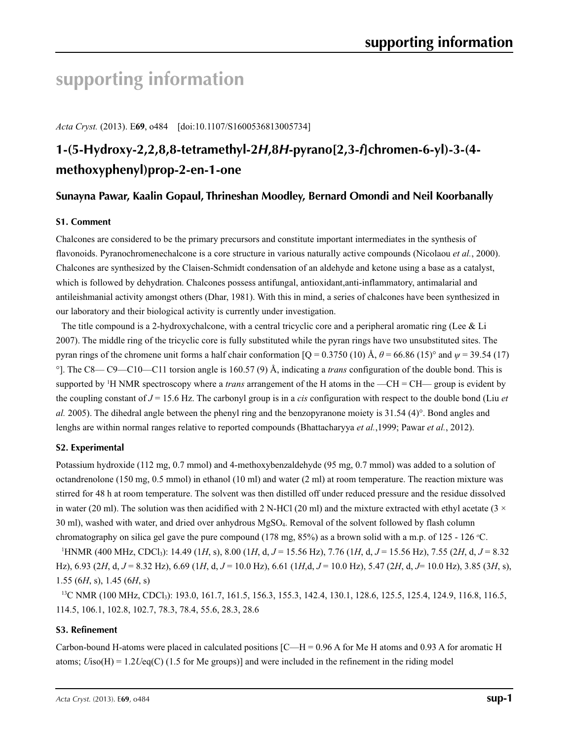# supporting information

*Acta Cryst.* (2013). E**69**, o484 [doi:10.1107/S1600536813005734]

## 1-(5-Hydroxy-2,2,8,8-tetramethyl-2*H*,8*H*-pyrano[2,3-*f*]chromen-6-yl)-3-(4-methoxyphenyl)prop-2-en-1-one

### Sunayna Pawar, Kaalin Gopaul, Thrineshan Moodley, Bernard Omondi and Neil Koorbanally

### S1. Comment

Chalcones are considered to be the primary precursors and constitute important intermediates in the synthesis of flavonoids. Pyranochromenechalcone is a core structure in various naturally active compounds (Nicolaou *et al.*, 2000). Chalcones are synthesized by the Claisen-Schmidt condensation of an aldehyde and ketone using a base as a catalyst, which is followed by dehydration. Chalcones possess antifungal, antioxidant,anti-inflammatory, antimalarial and antileishmanial activity amongst others (Dhar, 1981). With this in mind, a series of chalcones have been synthesized in our laboratory and their biological activity is currently under investigation.

The title compound is a 2-hydroxychalcone, with a central tricyclic core and a peripheral aromatic ring (Lee & Li 2007). The middle ring of the tricyclic core is fully substituted while the pyran rings have two unsubstituted sites. The pyran rings of the chromene unit forms a half chair conformation [Q = 0.3750 (10) Å, $\theta$ = 66.86 (15)° and $\psi$ = 39.54 (17) °]. The C8— C9—C10—C11 torsion angle is 160.57 (9) Å, indicating a *trans* configuration of the double bond. This is supported by [1]H NMR spectroscopy where a *trans* arrangement of the H atoms in the —CH = CH— group is evident by the coupling constant of *J* = 15.6 Hz. The carbonyl group is in a *cis* configuration with respect to the double bond (Liu *et al.* 2005). The dihedral angle between the phenyl ring and the benzopyranone moiety is 31.54 (4)°. Bond angles and lenghs are within normal ranges relative to reported compounds (Bhattacharyya *et al.*,1999; Pawar *et al.*, 2012).

### S2. Experimental

Potassium hydroxide (112 mg, 0.7 mmol) and 4-methoxybenzaldehyde (95 mg, 0.7 mmol) was added to a solution of octandrenolone (150 mg, 0.5 mmol) in ethanol (10 ml) and water (2 ml) at room temperature. The reaction mixture was stirred for 48 h at room temperature. The solvent was then distilled off under reduced pressure and the residue dissolved in water (20 ml). The solution was then acidified with 2 N-HCl (20 ml) and the mixture extracted with ethyl acetate (3 × 30 ml), washed with water, and dried over anhydrous $MgSO_4$. Removal of the solvent followed by flash column chromatography on silica gel gave the pure compound (178 mg, 85%) as a brown solid with a m.p. of 125 - 126 °C.

[1]HNMR (400 MHz, $CDCl_3$): 14.49 (1*H*, s), 8.00 (1*H*, d, *J* = 15.56 Hz), 7.76 (1*H*, d, *J* = 15.56 Hz), 7.55 (2*H*, d, *J* = 8.32 Hz), 6.93 (2*H*, d, *J* = 8.32 Hz), 6.69 (1*H*, d, *J* = 10.0 Hz), 6.61 (1*H*,d, *J* = 10.0 Hz), 5.47 (2*H*, d, *J*= 10.0 Hz), 3.85 (3*H*, s), 1.55 (6*H*, s), 1.45 (6*H*, s)

[13]C NMR (100 MHz, $CDCl_3$): 193.0, 161.7, 161.5, 156.3, 155.3, 142.4, 130.1, 128.6, 125.5, 125.4, 124.9, 116.8, 116.5, 114.5, 106.1, 102.8, 102.7, 78.3, 78.4, 55.6, 28.3, 28.6

### S3. Refinement

Carbon-bound H-atoms were placed in calculated positions [C—H = 0.96 A for Me H atoms and 0.93 A for aromatic H atoms; *U*iso(H) = 1.2*U*eq(C) (1.5 for Me groups)] and were included in the refinement in the riding model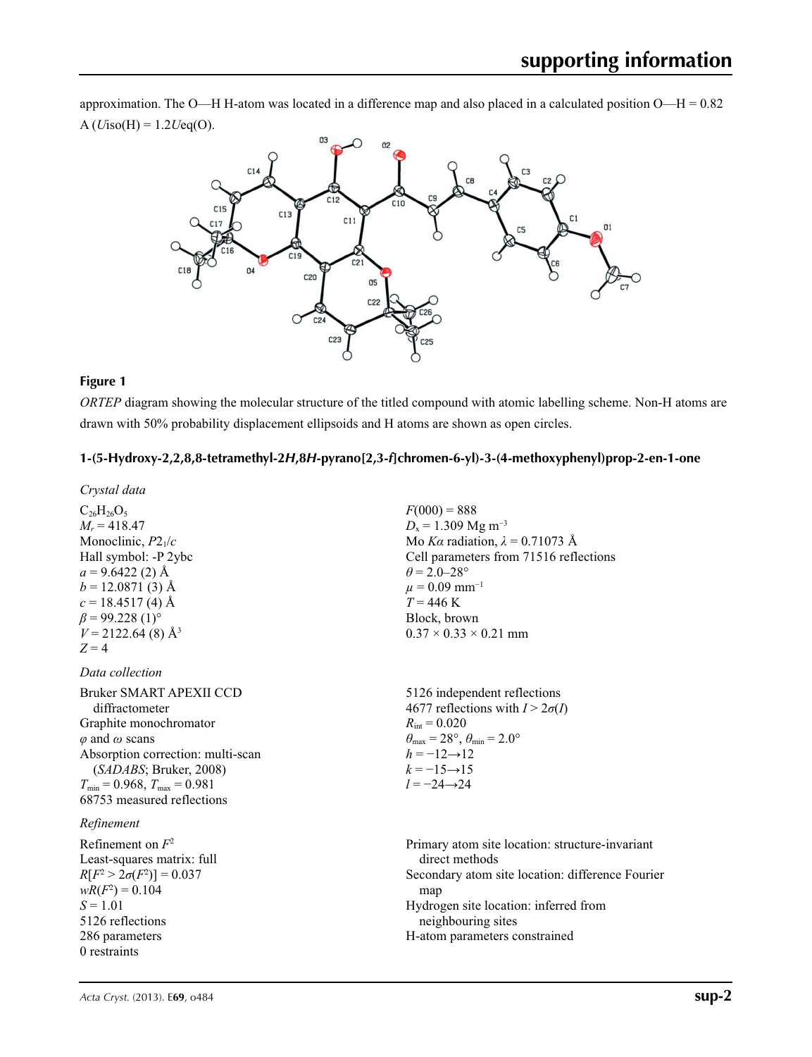approximation. The O—H H-atom was located in a difference map and also placed in a calculated position O—H = 0.82 A ($U$iso(H) = 1.2$U$eq(O).

**Figure 1**

*ORTEP* diagram showing the molecular structure of the titled compound with atomic labelling scheme. Non-H atoms are drawn with 50% probability displacement ellipsoids and H atoms are shown as open circles.

### 1-(5-Hydroxy-2,2,8,8-tetramethyl-2*H*,8*H*-pyrano[2,3-*f*]chromen-6-yl)-3-(4-methoxyphenyl)prop-2-en-1-one

*Crystal data*

$C_{26}H_{26}O_5$
$M_r = 418.47$
Monoclinic, $P2_1/c$
Hall symbol: -P 2ybc
$a = 9.6422$ (2) Å
$b = 12.0871$ (3) Å
$c = 18.4517$ (4) Å
$\beta = 99.228$ (1)°
$V = 2122.64$ (8) Å$^3$
$Z = 4$
$F(000) = 888$
$D_x = 1.309$ Mg m$^{-3}$
Mo $K\alpha$ radiation, $\lambda = 0.71073$ Å
Cell parameters from 71516 reflections
$\theta = 2.0$–28°
$\mu = 0.09$ mm$^{-1}$
$T = 446$ K
Block, brown
0.37 × 0.33 × 0.21 mm

*Data collection*

Bruker SMART APEXII CCD diffractometer
Graphite monochromator
$\varphi$ and $\omega$ scans
Absorption correction: multi-scan (*SADABS*; Bruker, 2008)
$T_{min} = 0.968$, $T_{max} = 0.981$
68753 measured reflections
5126 independent reflections
4677 reflections with $I > 2\sigma(I)$
$R_{int} = 0.020$
$\theta_{max} = 28°$, $\theta_{min} = 2.0°$
$h = -12 \rightarrow 12$
$k = -15 \rightarrow 15$
$l = -24 \rightarrow 24$

*Refinement*

Refinement on $F^2$
Least-squares matrix: full
$R[F^2 > 2\sigma(F^2)] = 0.037$
$wR(F^2) = 0.104$
$S = 1.01$
5126 reflections
286 parameters
0 restraints
Primary atom site location: structure-invariant direct methods
Secondary atom site location: difference Fourier map
Hydrogen site location: inferred from neighbouring sites
H-atom parameters constrained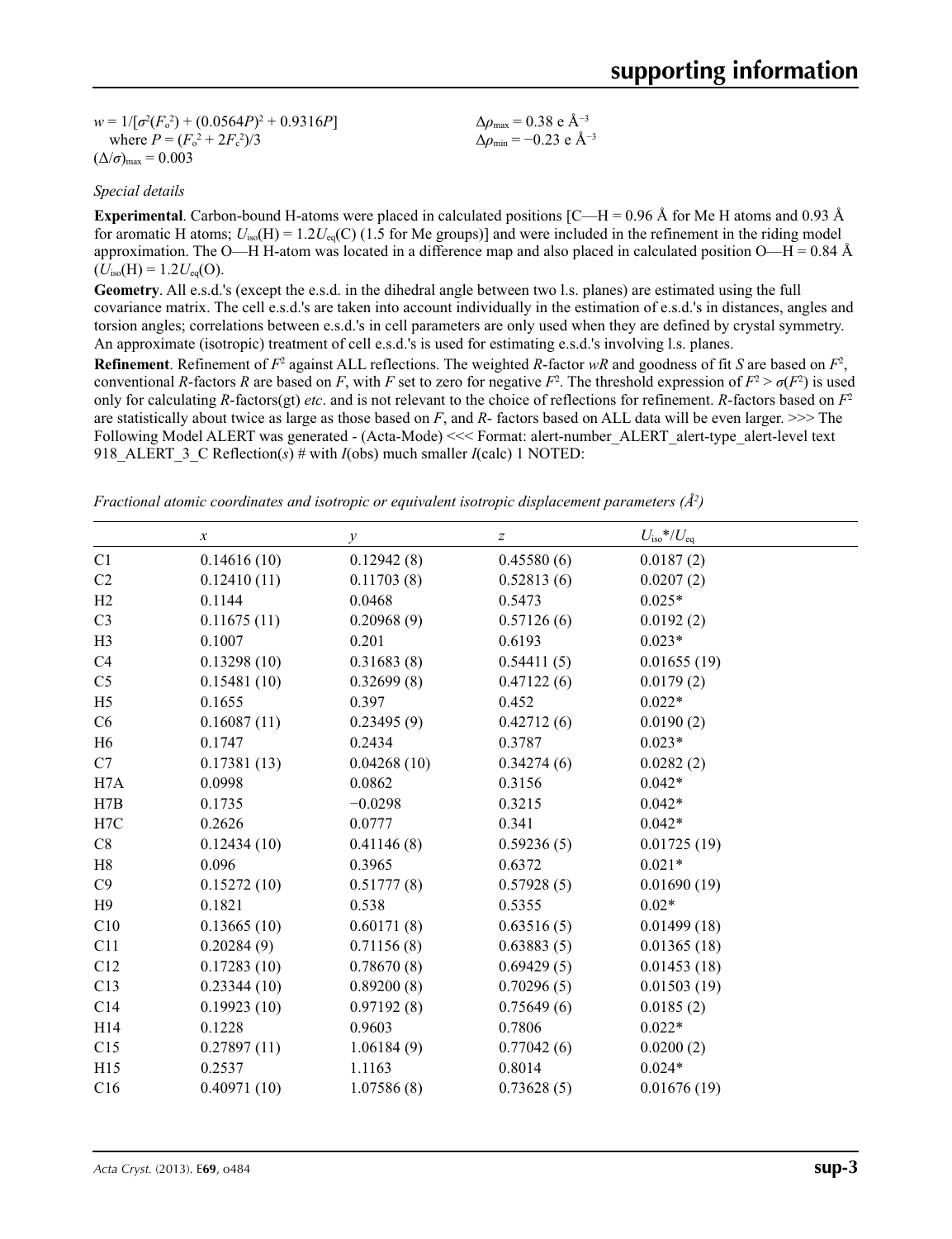$w = 1/[\sigma^2(F_o^2) + (0.0564P)^2 + 0.9316P]$
where $P = (F_o^2 + 2F_c^2)/3$
$(\Delta/\sigma)_{max} = 0.003$

$\Delta\rho_{max} = 0.38$ e Å$^{-3}$
$\Delta\rho_{min} = -0.23$ e Å$^{-3}$

*Special details*

**Experimental**. Carbon-bound H-atoms were placed in calculated positions [C—H = 0.96 Å for Me H atoms and 0.93 Å for aromatic H atoms; $U_{iso}(H) = 1.2U_{eq}(C)$ (1.5 for Me groups)] and were included in the refinement in the riding model approximation. The O—H H-atom was located in a difference map and also placed in calculated position O—H = 0.84 Å ($U_{iso}(H) = 1.2U_{eq}(O)$.

**Geometry**. All e.s.d.'s (except the e.s.d. in the dihedral angle between two l.s. planes) are estimated using the full covariance matrix. The cell e.s.d.'s are taken into account individually in the estimation of e.s.d.'s in distances, angles and torsion angles; correlations between e.s.d.'s in cell parameters are only used when they are defined by crystal symmetry. An approximate (isotropic) treatment of cell e.s.d.'s is used for estimating e.s.d.'s involving l.s. planes.

**Refinement**. Refinement of $F^2$ against ALL reflections. The weighted $R$-factor $wR$ and goodness of fit $S$ are based on $F^2$, conventional $R$-factors $R$ are based on $F$, with $F$ set to zero for negative $F^2$. The threshold expression of $F^2 > \sigma(F^2)$ is used only for calculating $R$-factors(gt) *etc*. and is not relevant to the choice of reflections for refinement. $R$-factors based on $F^2$ are statistically about twice as large as those based on $F$, and $R$- factors based on ALL data will be even larger. >>> The Following Model ALERT was generated - (Acta-Mode) <<< Format: alert-number_ALERT_alert-type_alert-level text 918_ALERT_3_C Reflection(*s*) # with $I$(obs) much smaller $I$(calc) 1 NOTED:

*Fractional atomic coordinates and isotropic or equivalent isotropic displacement parameters (Å$^2$)*

| | *x* | *y* | *z* | $U_{iso}$*/$U_{eq}$ |
|---|---|---|---|---|
| C1 | 0.14616 (10) | 0.12942 (8) | 0.45580 (6) | 0.0187 (2) |
| C2 | 0.12410 (11) | 0.11703 (8) | 0.52813 (6) | 0.0207 (2) |
| H2 | 0.1144 | 0.0468 | 0.5473 | 0.025* |
| C3 | 0.11675 (11) | 0.20968 (9) | 0.57126 (6) | 0.0192 (2) |
| H3 | 0.1007 | 0.201 | 0.6193 | 0.023* |
| C4 | 0.13298 (10) | 0.31683 (8) | 0.54411 (5) | 0.01655 (19) |
| C5 | 0.15481 (10) | 0.32699 (8) | 0.47122 (6) | 0.0179 (2) |
| H5 | 0.1655 | 0.397 | 0.452 | 0.022* |
| C6 | 0.16087 (11) | 0.23495 (9) | 0.42712 (6) | 0.0190 (2) |
| H6 | 0.1747 | 0.2434 | 0.3787 | 0.023* |
| C7 | 0.17381 (13) | 0.04268 (10) | 0.34274 (6) | 0.0282 (2) |
| H7A | 0.0998 | 0.0862 | 0.3156 | 0.042* |
| H7B | 0.1735 | −0.0298 | 0.3215 | 0.042* |
| H7C | 0.2626 | 0.0777 | 0.341 | 0.042* |
| C8 | 0.12434 (10) | 0.41146 (8) | 0.59236 (5) | 0.01725 (19) |
| H8 | 0.096 | 0.3965 | 0.6372 | 0.021* |
| C9 | 0.15272 (10) | 0.51777 (8) | 0.57928 (5) | 0.01690 (19) |
| H9 | 0.1821 | 0.538 | 0.5355 | 0.02* |
| C10 | 0.13665 (10) | 0.60171 (8) | 0.63516 (5) | 0.01499 (18) |
| C11 | 0.20284 (9) | 0.71156 (8) | 0.63883 (5) | 0.01365 (18) |
| C12 | 0.17283 (10) | 0.78670 (8) | 0.69429 (5) | 0.01453 (18) |
| C13 | 0.23344 (10) | 0.89200 (8) | 0.70296 (5) | 0.01503 (19) |
| C14 | 0.19923 (10) | 0.97192 (8) | 0.75649 (6) | 0.0185 (2) |
| H14 | 0.1228 | 0.9603 | 0.7806 | 0.022* |
| C15 | 0.27897 (11) | 1.06184 (9) | 0.77042 (6) | 0.0200 (2) |
| H15 | 0.2537 | 1.1163 | 0.8014 | 0.024* |
| C16 | 0.40971 (10) | 1.07586 (8) | 0.73628 (5) | 0.01676 (19) |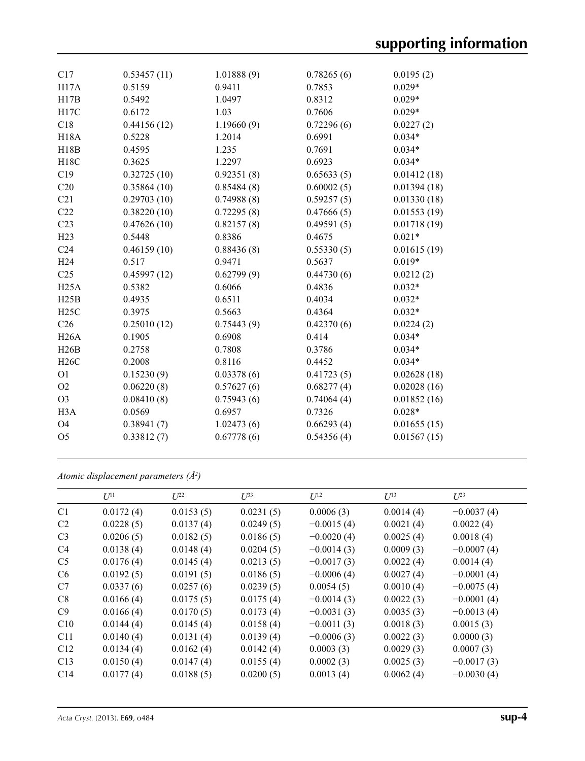| | | | | |
|---|---|---|---|---|
| C17 | 0.53457 (11) | 1.01888 (9) | 0.78265 (6) | 0.0195 (2) |
| H17A | 0.5159 | 0.9411 | 0.7853 | 0.029* |
| H17B | 0.5492 | 1.0497 | 0.8312 | 0.029* |
| H17C | 0.6172 | 1.03 | 0.7606 | 0.029* |
| C18 | 0.44156 (12) | 1.19660 (9) | 0.72296 (6) | 0.0227 (2) |
| H18A | 0.5228 | 1.2014 | 0.6991 | 0.034* |
| H18B | 0.4595 | 1.235 | 0.7691 | 0.034* |
| H18C | 0.3625 | 1.2297 | 0.6923 | 0.034* |
| C19 | 0.32725 (10) | 0.92351 (8) | 0.65633 (5) | 0.01412 (18) |
| C20 | 0.35864 (10) | 0.85484 (8) | 0.60002 (5) | 0.01394 (18) |
| C21 | 0.29703 (10) | 0.74988 (8) | 0.59257 (5) | 0.01330 (18) |
| C22 | 0.38220 (10) | 0.72295 (8) | 0.47666 (5) | 0.01553 (19) |
| C23 | 0.47626 (10) | 0.82157 (8) | 0.49591 (5) | 0.01718 (19) |
| H23 | 0.5448 | 0.8386 | 0.4675 | 0.021* |
| C24 | 0.46159 (10) | 0.88436 (8) | 0.55330 (5) | 0.01615 (19) |
| H24 | 0.517 | 0.9471 | 0.5637 | 0.019* |
| C25 | 0.45997 (12) | 0.62799 (9) | 0.44730 (6) | 0.0212 (2) |
| H25A | 0.5382 | 0.6066 | 0.4836 | 0.032* |
| H25B | 0.4935 | 0.6511 | 0.4034 | 0.032* |
| H25C | 0.3975 | 0.5663 | 0.4364 | 0.032* |
| C26 | 0.25010 (12) | 0.75443 (9) | 0.42370 (6) | 0.0224 (2) |
| H26A | 0.1905 | 0.6908 | 0.414 | 0.034* |
| H26B | 0.2758 | 0.7808 | 0.3786 | 0.034* |
| H26C | 0.2008 | 0.8116 | 0.4452 | 0.034* |
| O1 | 0.15230 (9) | 0.03378 (6) | 0.41723 (5) | 0.02628 (18) |
| O2 | 0.06220 (8) | 0.57627 (6) | 0.68277 (4) | 0.02028 (16) |
| O3 | 0.08410 (8) | 0.75943 (6) | 0.74064 (4) | 0.01852 (16) |
| H3A | 0.0569 | 0.6957 | 0.7326 | 0.028* |
| O4 | 0.38941 (7) | 1.02473 (6) | 0.66293 (4) | 0.01655 (15) |
| O5 | 0.33812 (7) | 0.67778 (6) | 0.54356 (4) | 0.01567 (15) |

*Atomic displacement parameters (Å$^2$)*

| | $U^{11}$ | $U^{22}$ | $U^{33}$ | $U^{12}$ | $U^{13}$ | $U^{23}$ |
|---|---|---|---|---|---|---|
| C1 | 0.0172 (4) | 0.0153 (5) | 0.0231 (5) | 0.0006 (3) | 0.0014 (4) | −0.0037 (4) |
| C2 | 0.0228 (5) | 0.0137 (4) | 0.0249 (5) | −0.0015 (4) | 0.0021 (4) | 0.0022 (4) |
| C3 | 0.0206 (5) | 0.0182 (5) | 0.0186 (5) | −0.0020 (4) | 0.0025 (4) | 0.0018 (4) |
| C4 | 0.0138 (4) | 0.0148 (4) | 0.0204 (5) | −0.0014 (3) | 0.0009 (3) | −0.0007 (4) |
| C5 | 0.0176 (4) | 0.0145 (4) | 0.0213 (5) | −0.0017 (3) | 0.0022 (4) | 0.0014 (4) |
| C6 | 0.0192 (5) | 0.0191 (5) | 0.0186 (5) | −0.0006 (4) | 0.0027 (4) | −0.0001 (4) |
| C7 | 0.0337 (6) | 0.0257 (6) | 0.0239 (5) | 0.0054 (5) | 0.0010 (4) | −0.0075 (4) |
| C8 | 0.0166 (4) | 0.0175 (5) | 0.0175 (4) | −0.0014 (3) | 0.0022 (3) | −0.0001 (4) |
| C9 | 0.0166 (4) | 0.0170 (5) | 0.0173 (4) | −0.0031 (3) | 0.0035 (3) | −0.0013 (4) |
| C10 | 0.0144 (4) | 0.0145 (4) | 0.0158 (4) | −0.0011 (3) | 0.0018 (3) | 0.0015 (3) |
| C11 | 0.0140 (4) | 0.0131 (4) | 0.0139 (4) | −0.0006 (3) | 0.0022 (3) | 0.0000 (3) |
| C12 | 0.0134 (4) | 0.0162 (4) | 0.0142 (4) | 0.0003 (3) | 0.0029 (3) | 0.0007 (3) |
| C13 | 0.0150 (4) | 0.0147 (4) | 0.0155 (4) | 0.0002 (3) | 0.0025 (3) | −0.0017 (3) |
| C14 | 0.0177 (4) | 0.0188 (5) | 0.0200 (5) | 0.0013 (4) | 0.0062 (4) | −0.0030 (4) |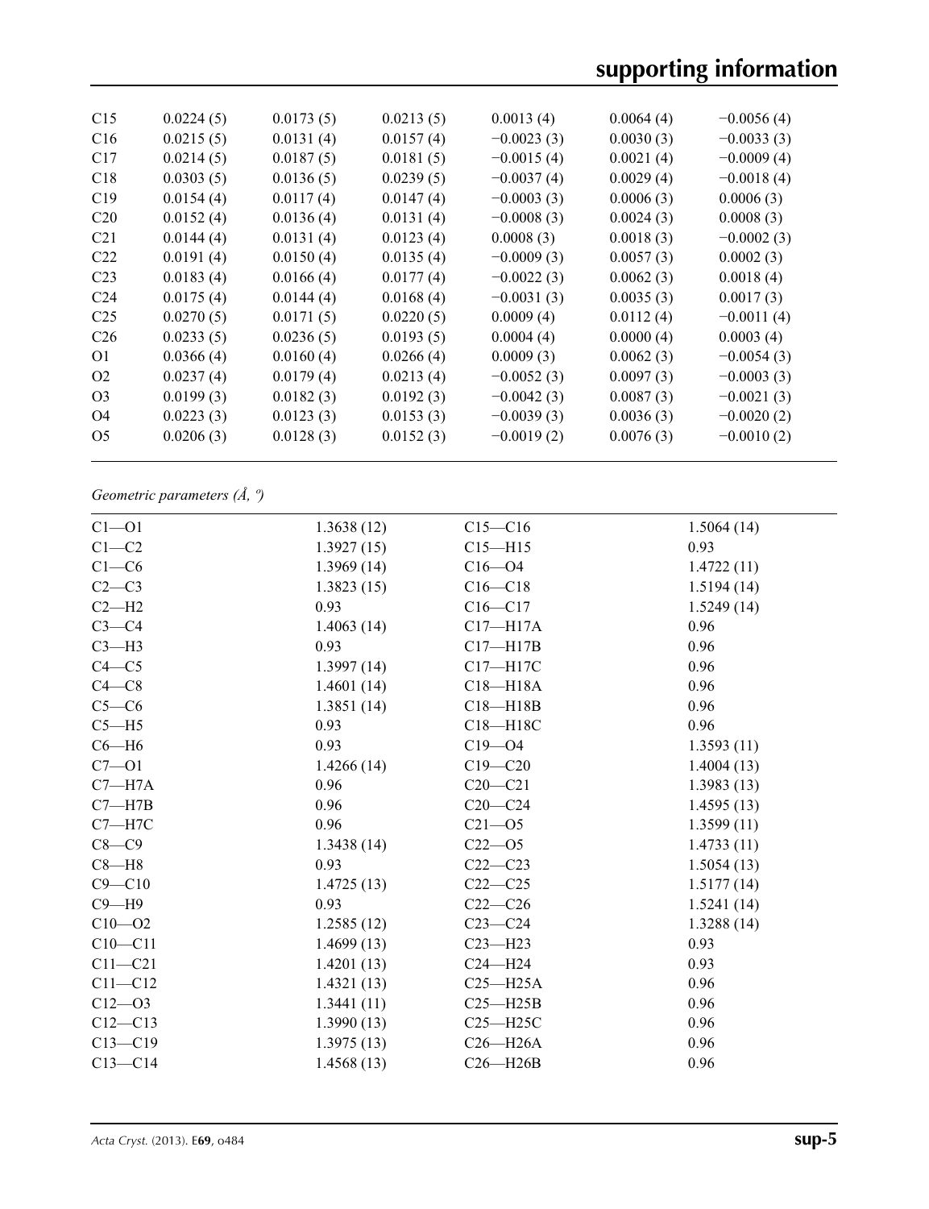| | | | | | |
|---|---|---|---|---|---|
| C15 | 0.0224 (5) | 0.0173 (5) | 0.0213 (5) | 0.0013 (4) | 0.0064 (4) | −0.0056 (4) |
| C16 | 0.0215 (5) | 0.0131 (4) | 0.0157 (4) | −0.0023 (3) | 0.0030 (3) | −0.0033 (3) |
| C17 | 0.0214 (5) | 0.0187 (5) | 0.0181 (5) | −0.0015 (4) | 0.0021 (4) | −0.0009 (4) |
| C18 | 0.0303 (5) | 0.0136 (5) | 0.0239 (5) | −0.0037 (4) | 0.0029 (4) | −0.0018 (4) |
| C19 | 0.0154 (4) | 0.0117 (4) | 0.0147 (4) | −0.0003 (3) | 0.0006 (3) | 0.0006 (3) |
| C20 | 0.0152 (4) | 0.0136 (4) | 0.0131 (4) | −0.0008 (3) | 0.0024 (3) | 0.0008 (3) |
| C21 | 0.0144 (4) | 0.0131 (4) | 0.0123 (4) | 0.0008 (3) | 0.0018 (3) | −0.0002 (3) |
| C22 | 0.0191 (4) | 0.0150 (4) | 0.0135 (4) | −0.0009 (3) | 0.0057 (3) | 0.0002 (3) |
| C23 | 0.0183 (4) | 0.0166 (4) | 0.0177 (4) | −0.0022 (3) | 0.0062 (3) | 0.0018 (4) |
| C24 | 0.0175 (4) | 0.0144 (4) | 0.0168 (4) | −0.0031 (3) | 0.0035 (3) | 0.0017 (3) |
| C25 | 0.0270 (5) | 0.0171 (5) | 0.0220 (5) | 0.0009 (4) | 0.0112 (4) | −0.0011 (4) |
| C26 | 0.0233 (5) | 0.0236 (5) | 0.0193 (5) | 0.0004 (4) | 0.0000 (4) | 0.0003 (4) |
| O1 | 0.0366 (4) | 0.0160 (4) | 0.0266 (4) | 0.0009 (3) | 0.0062 (3) | −0.0054 (3) |
| O2 | 0.0237 (4) | 0.0179 (4) | 0.0213 (4) | −0.0052 (3) | 0.0097 (3) | −0.0003 (3) |
| O3 | 0.0199 (3) | 0.0182 (3) | 0.0192 (3) | −0.0042 (3) | 0.0087 (3) | −0.0021 (3) |
| O4 | 0.0223 (3) | 0.0123 (3) | 0.0153 (3) | −0.0039 (3) | 0.0036 (3) | −0.0020 (2) |
| O5 | 0.0206 (3) | 0.0128 (3) | 0.0152 (3) | −0.0019 (2) | 0.0076 (3) | −0.0010 (2) |

*Geometric parameters (Å, º)*

| | | | |
|---|---|---|---|
| C1—O1 | 1.3638 (12) | C15—C16 | 1.5064 (14) |
| C1—C2 | 1.3927 (15) | C15—H15 | 0.93 |
| C1—C6 | 1.3969 (14) | C16—O4 | 1.4722 (11) |
| C2—C3 | 1.3823 (15) | C16—C18 | 1.5194 (14) |
| C2—H2 | 0.93 | C16—C17 | 1.5249 (14) |
| C3—C4 | 1.4063 (14) | C17—H17A | 0.96 |
| C3—H3 | 0.93 | C17—H17B | 0.96 |
| C4—C5 | 1.3997 (14) | C17—H17C | 0.96 |
| C4—C8 | 1.4601 (14) | C18—H18A | 0.96 |
| C5—C6 | 1.3851 (14) | C18—H18B | 0.96 |
| C5—H5 | 0.93 | C18—H18C | 0.96 |
| C6—H6 | 0.93 | C19—O4 | 1.3593 (11) |
| C7—O1 | 1.4266 (14) | C19—C20 | 1.4004 (13) |
| C7—H7A | 0.96 | C20—C21 | 1.3983 (13) |
| C7—H7B | 0.96 | C20—C24 | 1.4595 (13) |
| C7—H7C | 0.96 | C21—O5 | 1.3599 (11) |
| C8—C9 | 1.3438 (14) | C22—O5 | 1.4733 (11) |
| C8—H8 | 0.93 | C22—C23 | 1.5054 (13) |
| C9—C10 | 1.4725 (13) | C22—C25 | 1.5177 (14) |
| C9—H9 | 0.93 | C22—C26 | 1.5241 (14) |
| C10—O2 | 1.2585 (12) | C23—C24 | 1.3288 (14) |
| C10—C11 | 1.4699 (13) | C23—H23 | 0.93 |
| C11—C21 | 1.4201 (13) | C24—H24 | 0.93 |
| C11—C12 | 1.4321 (13) | C25—H25A | 0.96 |
| C12—O3 | 1.3441 (11) | C25—H25B | 0.96 |
| C12—C13 | 1.3990 (13) | C25—H25C | 0.96 |
| C13—C19 | 1.3975 (13) | C26—H26A | 0.96 |
| C13—C14 | 1.4568 (13) | C26—H26B | 0.96 |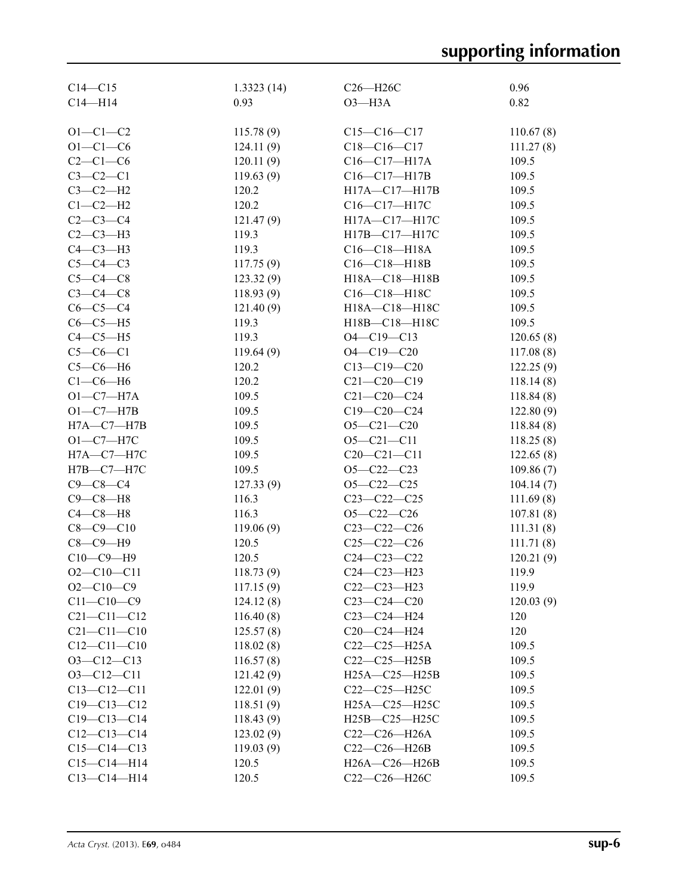| | | | |
|---|---|---|---|
| C14—C15 | 1.3323 (14) | C26—H26C | 0.96 |
| C14—H14 | 0.93 | O3—H3A | 0.82 |
| | | | |
| O1—C1—C2 | 115.78 (9) | C15—C16—C17 | 110.67 (8) |
| O1—C1—C6 | 124.11 (9) | C18—C16—C17 | 111.27 (8) |
| C2—C1—C6 | 120.11 (9) | C16—C17—H17A | 109.5 |
| C3—C2—C1 | 119.63 (9) | C16—C17—H17B | 109.5 |
| C3—C2—H2 | 120.2 | H17A—C17—H17B | 109.5 |
| C1—C2—H2 | 120.2 | C16—C17—H17C | 109.5 |
| C2—C3—C4 | 121.47 (9) | H17A—C17—H17C | 109.5 |
| C2—C3—H3 | 119.3 | H17B—C17—H17C | 109.5 |
| C4—C3—H3 | 119.3 | C16—C18—H18A | 109.5 |
| C5—C4—C3 | 117.75 (9) | C16—C18—H18B | 109.5 |
| C5—C4—C8 | 123.32 (9) | H18A—C18—H18B | 109.5 |
| C3—C4—C8 | 118.93 (9) | C16—C18—H18C | 109.5 |
| C6—C5—C4 | 121.40 (9) | H18A—C18—H18C | 109.5 |
| C6—C5—H5 | 119.3 | H18B—C18—H18C | 109.5 |
| C4—C5—H5 | 119.3 | O4—C19—C13 | 120.65 (8) |
| C5—C6—C1 | 119.64 (9) | O4—C19—C20 | 117.08 (8) |
| C5—C6—H6 | 120.2 | C13—C19—C20 | 122.25 (9) |
| C1—C6—H6 | 120.2 | C21—C20—C19 | 118.14 (8) |
| O1—C7—H7A | 109.5 | C21—C20—C24 | 118.84 (8) |
| O1—C7—H7B | 109.5 | C19—C20—C24 | 122.80 (9) |
| H7A—C7—H7B | 109.5 | O5—C21—C20 | 118.84 (8) |
| O1—C7—H7C | 109.5 | O5—C21—C11 | 118.25 (8) |
| H7A—C7—H7C | 109.5 | C20—C21—C11 | 122.65 (8) |
| H7B—C7—H7C | 109.5 | O5—C22—C23 | 109.86 (7) |
| C9—C8—C4 | 127.33 (9) | O5—C22—C25 | 104.14 (7) |
| C9—C8—H8 | 116.3 | C23—C22—C25 | 111.69 (8) |
| C4—C8—H8 | 116.3 | O5—C22—C26 | 107.81 (8) |
| C8—C9—C10 | 119.06 (9) | C23—C22—C26 | 111.31 (8) |
| C8—C9—H9 | 120.5 | C25—C22—C26 | 111.71 (8) |
| C10—C9—H9 | 120.5 | C24—C23—C22 | 120.21 (9) |
| O2—C10—C11 | 118.73 (9) | C24—C23—H23 | 119.9 |
| O2—C10—C9 | 117.15 (9) | C22—C23—H23 | 119.9 |
| C11—C10—C9 | 124.12 (8) | C23—C24—C20 | 120.03 (9) |
| C21—C11—C12 | 116.40 (8) | C23—C24—H24 | 120 |
| C21—C11—C10 | 125.57 (8) | C20—C24—H24 | 120 |
| C12—C11—C10 | 118.02 (8) | C22—C25—H25A | 109.5 |
| O3—C12—C13 | 116.57 (8) | C22—C25—H25B | 109.5 |
| O3—C12—C11 | 121.42 (9) | H25A—C25—H25B | 109.5 |
| C13—C12—C11 | 122.01 (9) | C22—C25—H25C | 109.5 |
| C19—C13—C12 | 118.51 (9) | H25A—C25—H25C | 109.5 |
| C19—C13—C14 | 118.43 (9) | H25B—C25—H25C | 109.5 |
| C12—C13—C14 | 123.02 (9) | C22—C26—H26A | 109.5 |
| C15—C14—C13 | 119.03 (9) | C22—C26—H26B | 109.5 |
| C15—C14—H14 | 120.5 | H26A—C26—H26B | 109.5 |
| C13—C14—H14 | 120.5 | C22—C26—H26C | 109.5 |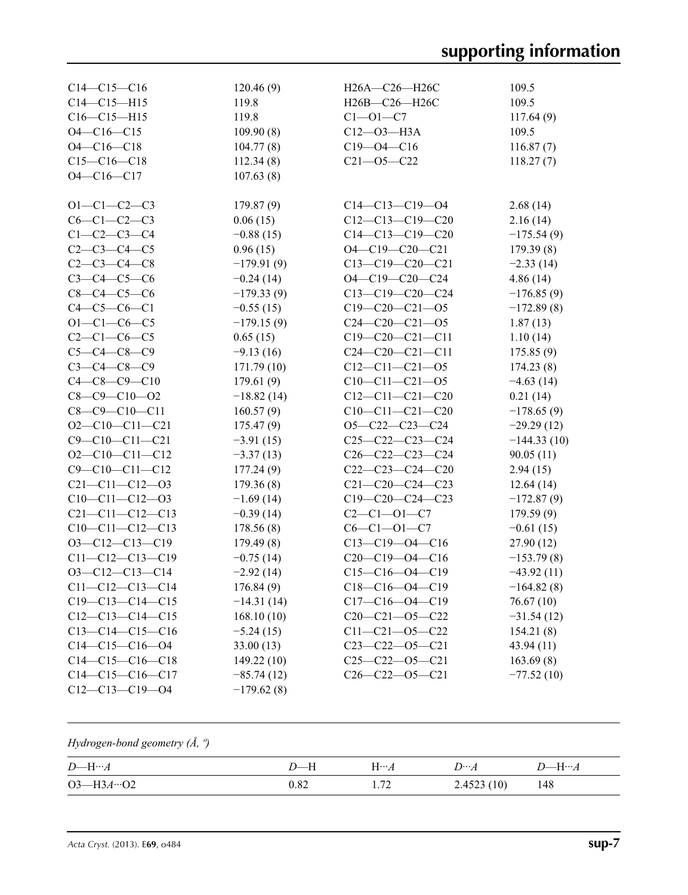| | | | |
|---|---|---|---|
| C14—C15—C16 | 120.46 (9) | H26A—C26—H26C | 109.5 |
| C14—C15—H15 | 119.8 | H26B—C26—H26C | 109.5 |
| C16—C15—H15 | 119.8 | C1—O1—C7 | 117.64 (9) |
| O4—C16—C15 | 109.90 (8) | C12—O3—H3A | 109.5 |
| O4—C16—C18 | 104.77 (8) | C19—O4—C16 | 116.87 (7) |
| C15—C16—C18 | 112.34 (8) | C21—O5—C22 | 118.27 (7) |
| O4—C16—C17 | 107.63 (8) | | |
| | | | |
| O1—C1—C2—C3 | 179.87 (9) | C14—C13—C19—O4 | 2.68 (14) |
| C6—C1—C2—C3 | 0.06 (15) | C12—C13—C19—C20 | 2.16 (14) |
| C1—C2—C3—C4 | −0.88 (15) | C14—C13—C19—C20 | −175.54 (9) |
| C2—C3—C4—C5 | 0.96 (15) | O4—C19—C20—C21 | 179.39 (8) |
| C2—C3—C4—C8 | −179.91 (9) | C13—C19—C20—C21 | −2.33 (14) |
| C3—C4—C5—C6 | −0.24 (14) | O4—C19—C20—C24 | 4.86 (14) |
| C8—C4—C5—C6 | −179.33 (9) | C13—C19—C20—C24 | −176.85 (9) |
| C4—C5—C6—C1 | −0.55 (15) | C19—C20—C21—O5 | −172.89 (8) |
| O1—C1—C6—C5 | −179.15 (9) | C24—C20—C21—O5 | 1.87 (13) |
| C2—C1—C6—C5 | 0.65 (15) | C19—C20—C21—C11 | 1.10 (14) |
| C5—C4—C8—C9 | −9.13 (16) | C24—C20—C21—C11 | 175.85 (9) |
| C3—C4—C8—C9 | 171.79 (10) | C12—C11—C21—O5 | 174.23 (8) |
| C4—C8—C9—C10 | 179.61 (9) | C10—C11—C21—O5 | −4.63 (14) |
| C8—C9—C10—O2 | −18.82 (14) | C12—C11—C21—C20 | 0.21 (14) |
| C8—C9—C10—C11 | 160.57 (9) | C10—C11—C21—C20 | −178.65 (9) |
| O2—C10—C11—C21 | 175.47 (9) | O5—C22—C23—C24 | −29.29 (12) |
| C9—C10—C11—C21 | −3.91 (15) | C25—C22—C23—C24 | −144.33 (10) |
| O2—C10—C11—C12 | −3.37 (13) | C26—C22—C23—C24 | 90.05 (11) |
| C9—C10—C11—C12 | 177.24 (9) | C22—C23—C24—C20 | 2.94 (15) |
| C21—C11—C12—O3 | 179.36 (8) | C21—C20—C24—C23 | 12.64 (14) |
| C10—C11—C12—O3 | −1.69 (14) | C19—C20—C24—C23 | −172.87 (9) |
| C21—C11—C12—C13 | −0.39 (14) | C2—C1—O1—C7 | 179.59 (9) |
| C10—C11—C12—C13 | 178.56 (8) | C6—C1—O1—C7 | −0.61 (15) |
| O3—C12—C13—C19 | 179.49 (8) | C13—C19—O4—C16 | 27.90 (12) |
| C11—C12—C13—C19 | −0.75 (14) | C20—C19—O4—C16 | −153.79 (8) |
| O3—C12—C13—C14 | −2.92 (14) | C15—C16—O4—C19 | −43.92 (11) |
| C11—C12—C13—C14 | 176.84 (9) | C18—C16—O4—C19 | −164.82 (8) |
| C19—C13—C14—C15 | −14.31 (14) | C17—C16—O4—C19 | 76.67 (10) |
| C12—C13—C14—C15 | 168.10 (10) | C20—C21—O5—C22 | −31.54 (12) |
| C13—C14—C15—C16 | −5.24 (15) | C11—C21—O5—C22 | 154.21 (8) |
| C14—C15—C16—O4 | 33.00 (13) | C23—C22—O5—C21 | 43.94 (11) |
| C14—C15—C16—C18 | 149.22 (10) | C25—C22—O5—C21 | 163.69 (8) |
| C14—C15—C16—C17 | −85.74 (12) | C26—C22—O5—C21 | −77.52 (10) |
| C12—C13—C19—O4 | −179.62 (8) | | |

*Hydrogen-bond geometry (Å, º)*

| *D*—H···*A* | *D*—H | H···*A* | *D*···*A* | *D*—H···*A* |
|---|---|---|---|---|
| O3—H3*A*···O2 | 0.82 | 1.72 | 2.4523 (10) | 148 |